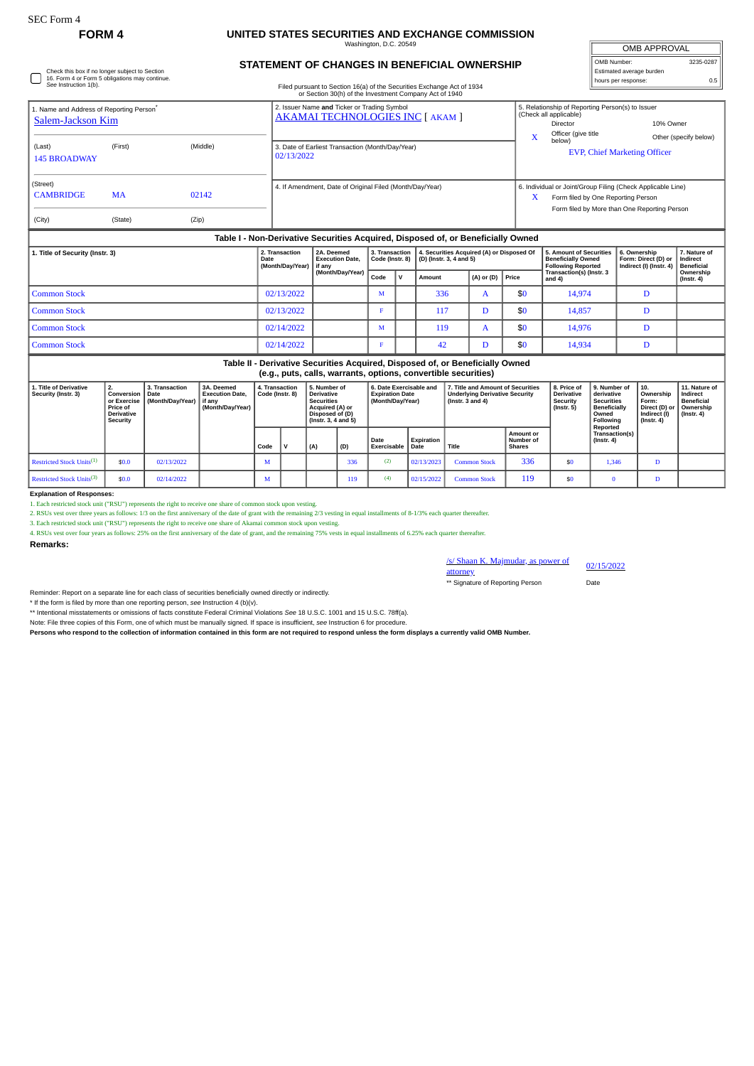SEC Form 4

# FORM 4

## UNITED STATES SECURITIES AND EXCHANGE COMMISSION

Washington, D.C. 20549

### STATEMENT OF CHANGES IN BENEFICIAL OWNERSHIP

Filed pursuant to Section 16(a) of the Securities Exchange Act of 1934 or Section 30(h) of the Investment Company Act of 1940

| OMB APPROVAL | |
|---|---|
| OMB Number: | 3235-0287 |
| Estimated average burden | |
| hours per response: | 0.5 |

☐ Check this box if no longer subject to Section 16. Form 4 or Form 5 obligations may continue. *See* Instruction 1(b).

1. Name and Address of Reporting Person*
Salem-Jackson Kim

| (Last) | (First) | (Middle) |
|---|---|---|
| 145 BROADWAY | | |

(Street)

| CAMBRIDGE | MA | 02142 |
|---|---|---|
| (City) | (State) | (Zip) |

2. Issuer Name **and** Ticker or Trading Symbol
AKAMAI TECHNOLOGIES INC [ AKAM ]

3. Date of Earliest Transaction (Month/Day/Year)
02/13/2022

4. If Amendment, Date of Original Filed (Month/Day/Year)

5. Relationship of Reporting Person(s) to Issuer (Check all applicable)
Director | 10% Owner
X Officer (give title below) | Other (specify below)
EVP, Chief Marketing Officer

6. Individual or Joint/Group Filing (Check Applicable Line)
X Form filed by One Reporting Person
Form filed by More than One Reporting Person

**Table I - Non-Derivative Securities Acquired, Disposed of, or Beneficially Owned**

| 1. Title of Security (Instr. 3) | 2. Transaction Date (Month/Day/Year) | 2A. Deemed Execution Date, if any (Month/Day/Year) | 3. Transaction Code (Instr. 8) | | 4. Securities Acquired (A) or Disposed Of (D) (Instr. 3, 4 and 5) | | | 5. Amount of Securities Beneficially Owned Following Reported Transaction(s) (Instr. 3 and 4) | 6. Ownership Form: Direct (D) or Indirect (I) (Instr. 4) | 7. Nature of Indirect Beneficial Ownership (Instr. 4) |
|---|---|---|---|---|---|---|---|---|---|---|
| | | | Code | V | Amount | (A) or (D) | Price | | | |
| Common Stock | 02/13/2022 | | M | | 336 | A | $0 | 14,974 | D | |
| Common Stock | 02/13/2022 | | F | | 117 | D | $0 | 14,857 | D | |
| Common Stock | 02/14/2022 | | M | | 119 | A | $0 | 14,976 | D | |
| Common Stock | 02/14/2022 | | F | | 42 | D | $0 | 14,934 | D | |

**Table II - Derivative Securities Acquired, Disposed of, or Beneficially Owned (e.g., puts, calls, warrants, options, convertible securities)**

| 1. Title of Derivative Security (Instr. 3) | 2. Conversion or Exercise Price of Derivative Security | 3. Transaction Date (Month/Day/Year) | 3A. Deemed Execution Date, if any (Month/Day/Year) | 4. Transaction Code (Instr. 8) | | 5. Number of Derivative Securities Acquired (A) or Disposed of (D) (Instr. 3, 4 and 5) | | 6. Date Exercisable and Expiration Date (Month/Day/Year) | | 7. Title and Amount of Securities Underlying Derivative Security (Instr. 3 and 4) | | 8. Price of Derivative Security (Instr. 5) | 9. Number of derivative Securities Beneficially Owned Following Reported Transaction(s) (Instr. 4) | 10. Ownership Form: Direct (D) or Indirect (I) (Instr. 4) | 11. Nature of Indirect Beneficial Ownership (Instr. 4) |
|---|---|---|---|---|---|---|---|---|---|---|---|---|---|---|---|
| | | | | Code | V | (A) | (D) | Date Exercisable | Expiration Date | Title | Amount or Number of Shares | | | | |
| Restricted Stock Units[1] | $0.0 | 02/13/2022 | | M | | | 336 | [2] | 02/13/2023 | Common Stock | 336 | $0 | 1,346 | D | |
| Restricted Stock Units[3] | $0.0 | 02/14/2022 | | M | | | 119 | [4] | 02/15/2022 | Common Stock | 119 | $0 | 0 | D | |

**Explanation of Responses:**

1. Each restricted stock unit ("RSU") represents the right to receive one share of common stock upon vesting.
2. RSUs vest over three years as follows: 1/3 on the first anniversary of the date of grant with the remaining 2/3 vesting in equal installments of 8-1/3% each quarter thereafter.
3. Each restricted stock unit ("RSU") represents the right to receive one share of Akamai common stock upon vesting.
4. RSUs vest over four years as follows: 25% on the first anniversary of the date of grant, and the remaining 75% vests in equal installments of 6.25% each quarter thereafter.

**Remarks:**

/s/ Shaan K. Majmudar, as power of attorney — 02/15/2022
** Signature of Reporting Person — Date

Reminder: Report on a separate line for each class of securities beneficially owned directly or indirectly.

\* If the form is filed by more than one reporting person, *see* Instruction 4 (b)(v).

** Intentional misstatements or omissions of facts constitute Federal Criminal Violations *See* 18 U.S.C. 1001 and 15 U.S.C. 78ff(a).

Note: File three copies of this Form, one of which must be manually signed. If space is insufficient, *see* Instruction 6 for procedure.

**Persons who respond to the collection of information contained in this form are not required to respond unless the form displays a currently valid OMB Number.**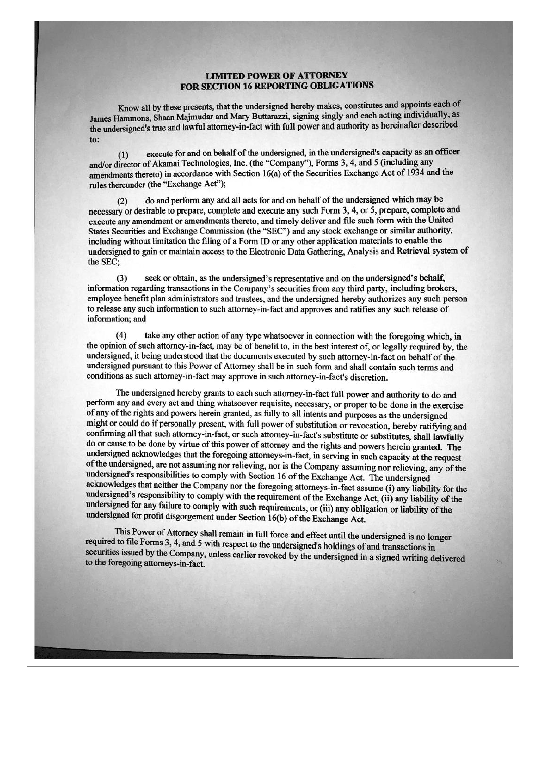# LIMITED POWER OF ATTORNEY FOR SECTION 16 REPORTING OBLIGATIONS

Know all by these presents, that the undersigned hereby makes, constitutes and appoints each of James Hammons, Shaan Majmudar and Mary Buttarazzi, signing singly and each acting individually, as the undersigned's true and lawful attorney-in-fact with full power and authority as hereinafter described to:

(1) execute for and on behalf of the undersigned, in the undersigned's capacity as an officer and/or director of Akamai Technologies, Inc. (the "Company"), Forms 3, 4, and 5 (including any amendments thereto) in accordance with Section 16(a) of the Securities Exchange Act of 1934 and the rules thereunder (the "Exchange Act");

(2) do and perform any and all acts for and on behalf of the undersigned which may be necessary or desirable to prepare, complete and execute any such Form 3, 4, or 5, prepare, complete and execute any amendment or amendments thereto, and timely deliver and file such form with the United States Securities and Exchange Commission (the "SEC") and any stock exchange or similar authority, including without limitation the filing of a Form ID or any other application materials to enable the undersigned to gain or maintain access to the Electronic Data Gathering, Analysis and Retrieval system of the SEC;

(3) seek or obtain, as the undersigned's representative and on the undersigned's behalf, information regarding transactions in the Company's securities from any third party, including brokers, employee benefit plan administrators and trustees, and the undersigned hereby authorizes any such person to release any such information to such attorney-in-fact and approves and ratifies any such release of information; and

(4) take any other action of any type whatsoever in connection with the foregoing which, in the opinion of such attorney-in-fact, may be of benefit to, in the best interest of, or legally required by, the undersigned, it being understood that the documents executed by such attorney-in-fact on behalf of the undersigned pursuant to this Power of Attorney shall be in such form and shall contain such terms and conditions as such attorney-in-fact may approve in such attorney-in-fact's discretion.

The undersigned hereby grants to each such attorney-in-fact full power and authority to do and perform any and every act and thing whatsoever requisite, necessary, or proper to be done in the exercise of any of the rights and powers herein granted, as fully to all intents and purposes as the undersigned might or could do if personally present, with full power of substitution or revocation, hereby ratifying and confirming all that such attorney-in-fact, or such attorney-in-fact's substitute or substitutes, shall lawfully do or cause to be done by virtue of this power of attorney and the rights and powers herein granted. The undersigned acknowledges that the foregoing attorneys-in-fact, in serving in such capacity at the request of the undersigned, are not assuming nor relieving, nor is the Company assuming nor relieving, any of the undersigned's responsibilities to comply with Section 16 of the Exchange Act. The undersigned acknowledges that neither the Company nor the foregoing attorneys-in-fact assume (i) any liability for the undersigned's responsibility to comply with the requirement of the Exchange Act, (ii) any liability of the undersigned for any failure to comply with such requirements, or (iii) any obligation or liability of the undersigned for profit disgorgement under Section 16(b) of the Exchange Act.

This Power of Attorney shall remain in full force and effect until the undersigned is no longer required to file Forms 3, 4, and 5 with respect to the undersigned's holdings of and transactions in securities issued by the Company, unless earlier revoked by the undersigned in a signed writing delivered to the foregoing attorneys-in-fact.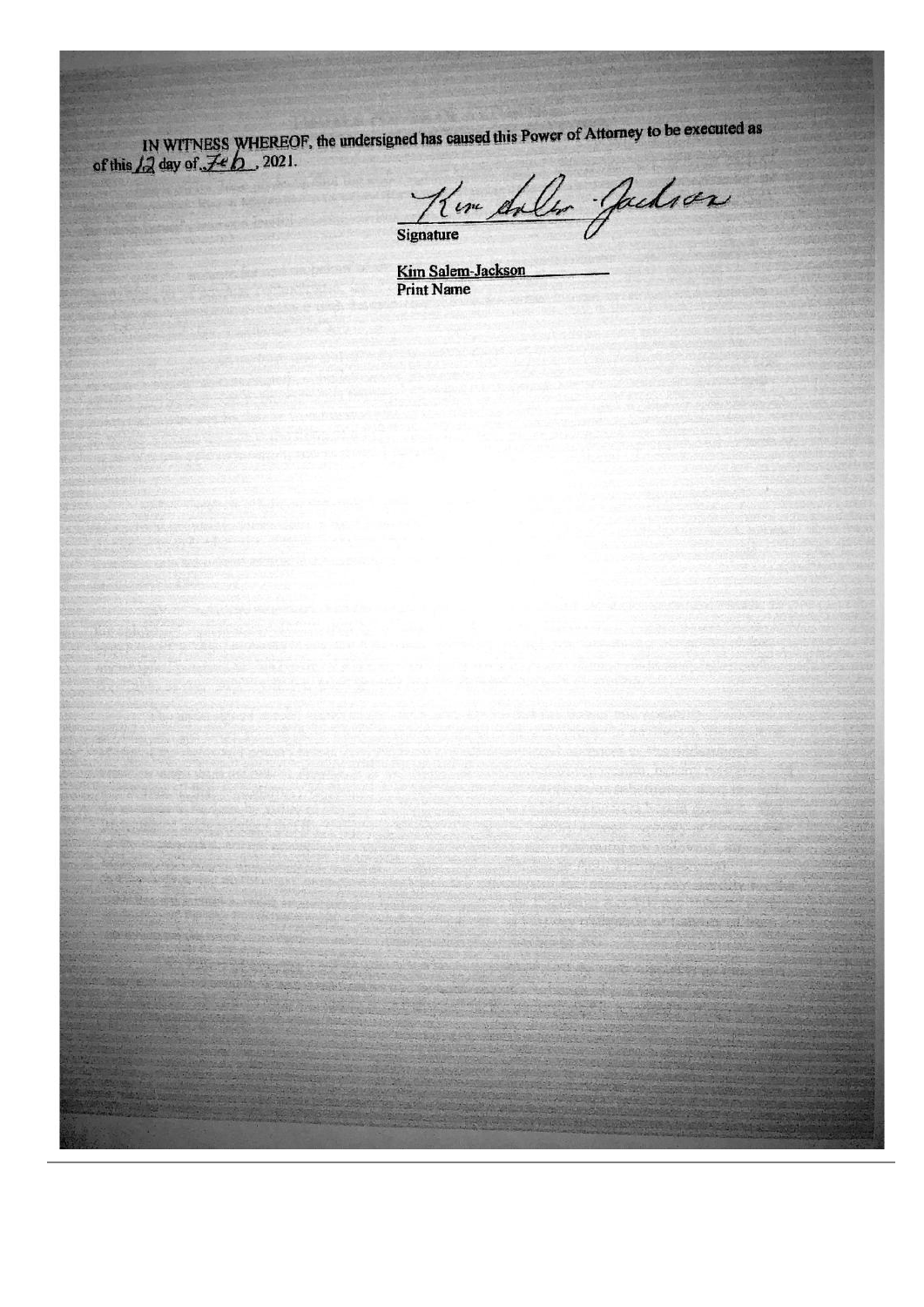IN WITNESS WHEREOF, the undersigned has caused this Power of Attorney to be executed as of this 12 day of Feb, 2021.

Kim Salem-Jackson
Signature

Kim Salem-Jackson
Print Name